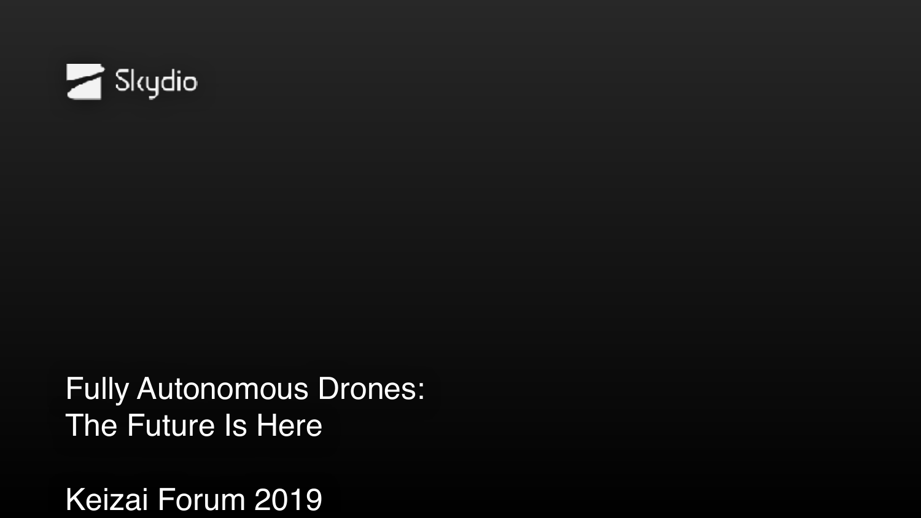Skydio

# Fully Autonomous Drones: The Future Is Here

Keizai Forum 2019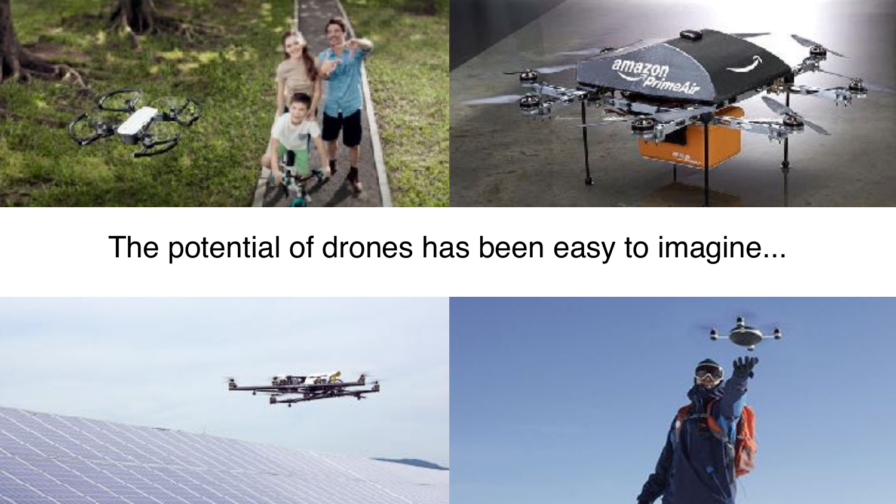The potential of drones has been easy to imagine...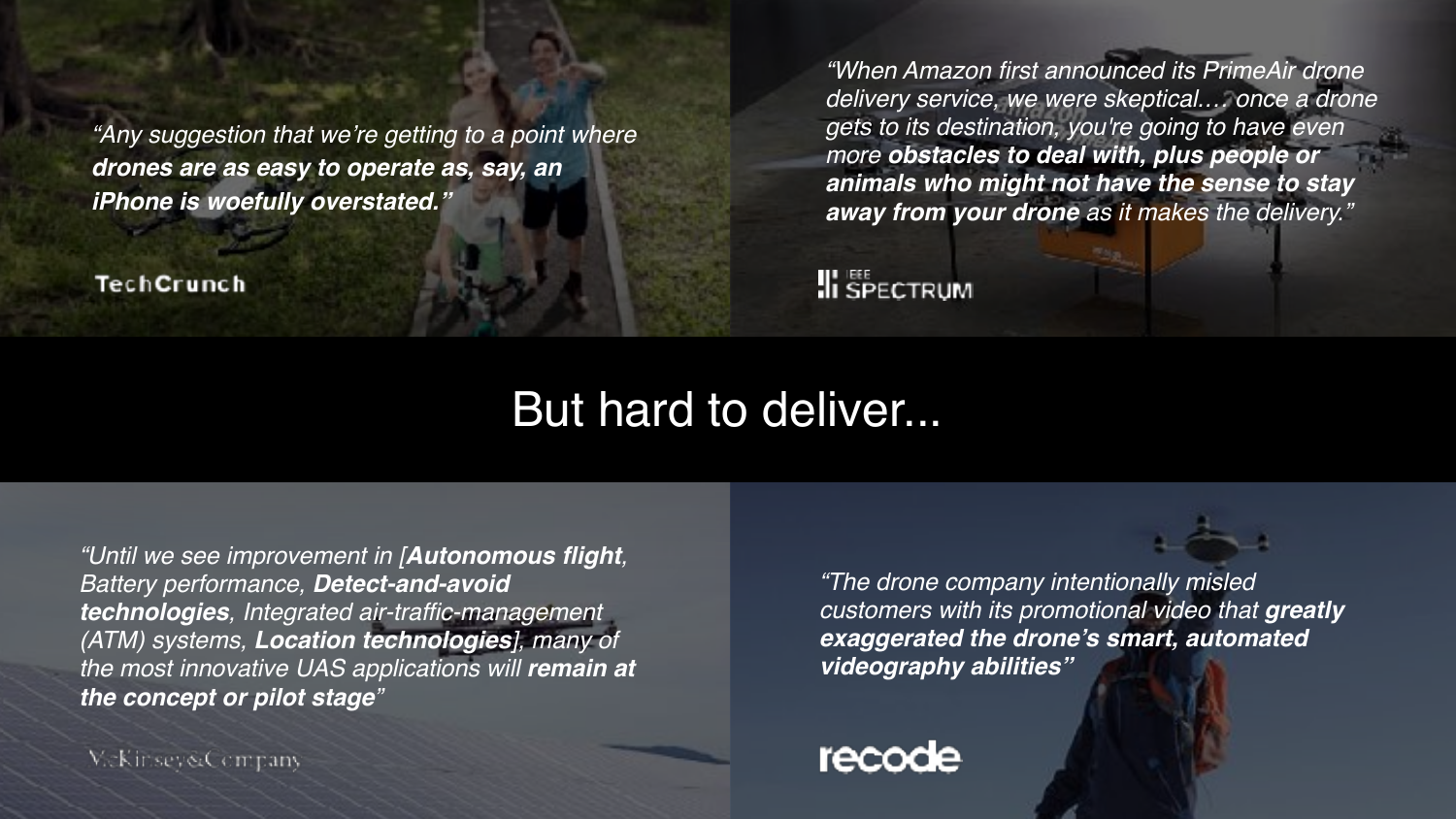*"Any suggestion that we're getting to a point where **drones are as easy to operate as, say, an iPhone is woefully overstated.**"*

TechCrunch

*"When Amazon first announced its PrimeAir drone delivery service, we were skeptical…. once a drone gets to its destination, you're going to have even more **obstacles to deal with, plus people or animals who might not have the sense to stay away from your drone** as it makes the delivery."*

IEEE SPECTRUM

# But hard to deliver...

*"Until we see improvement in [**Autonomous flight**, Battery performance, **Detect-and-avoid technologies**, Integrated air-traffic-management (ATM) systems, **Location technologies**], many of the most innovative UAS applications will **remain at the concept or pilot stage**"*

McKinsey&Company

*"The drone company intentionally misled customers with its promotional video that **greatly exaggerated the drone's smart, automated videography abilities**"*

recode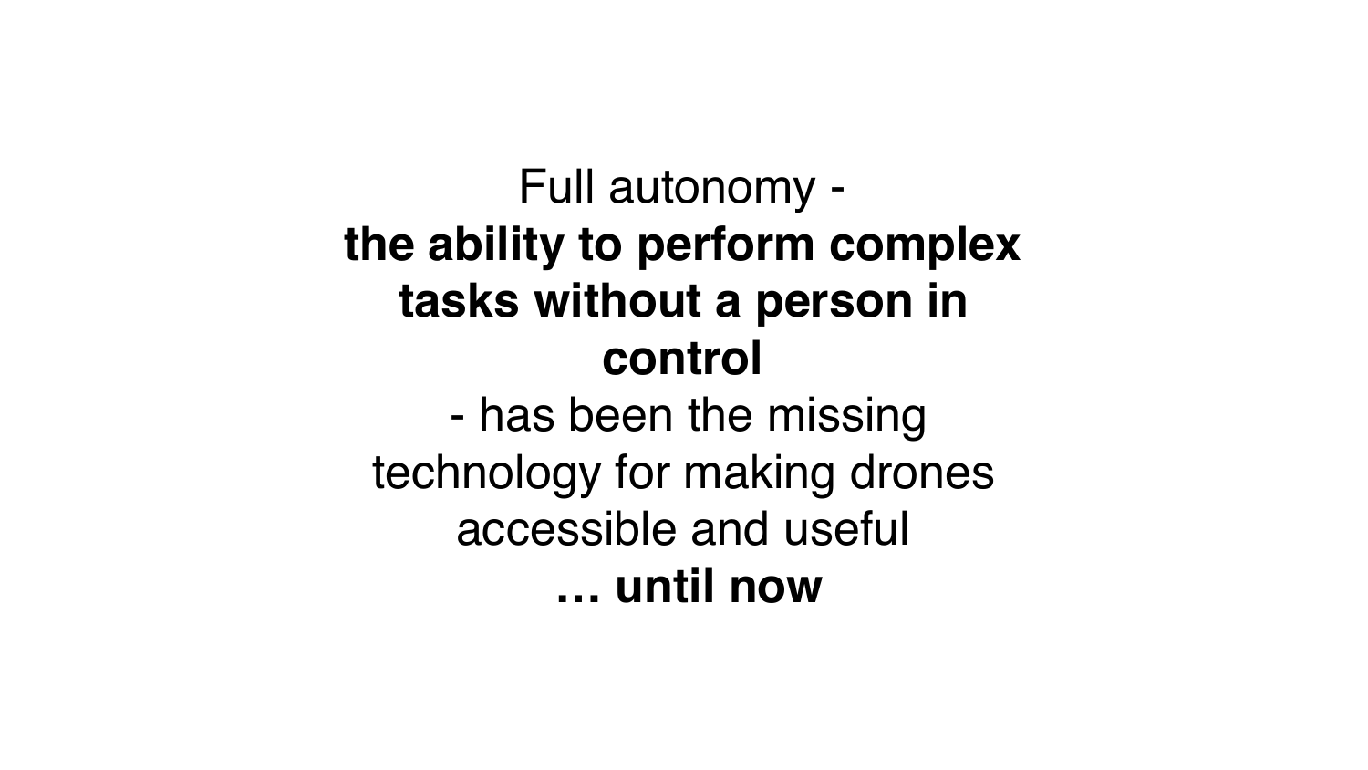Full autonomy - **the ability to perform complex tasks without a person in control** - has been the missing technology for making drones accessible and useful **… until now**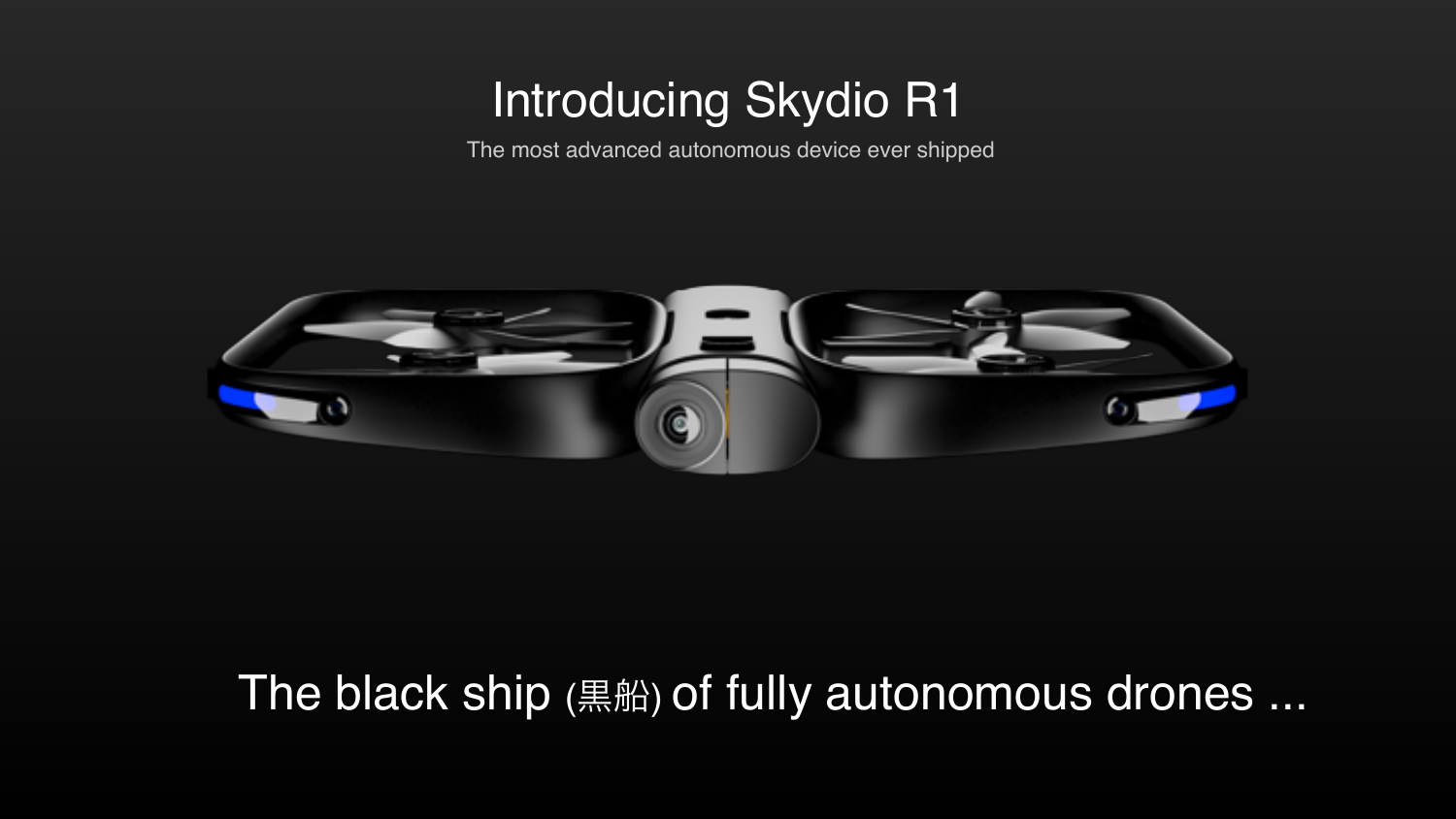# Introducing Skydio R1

The most advanced autonomous device ever shipped

The black ship (黒船) of fully autonomous drones ...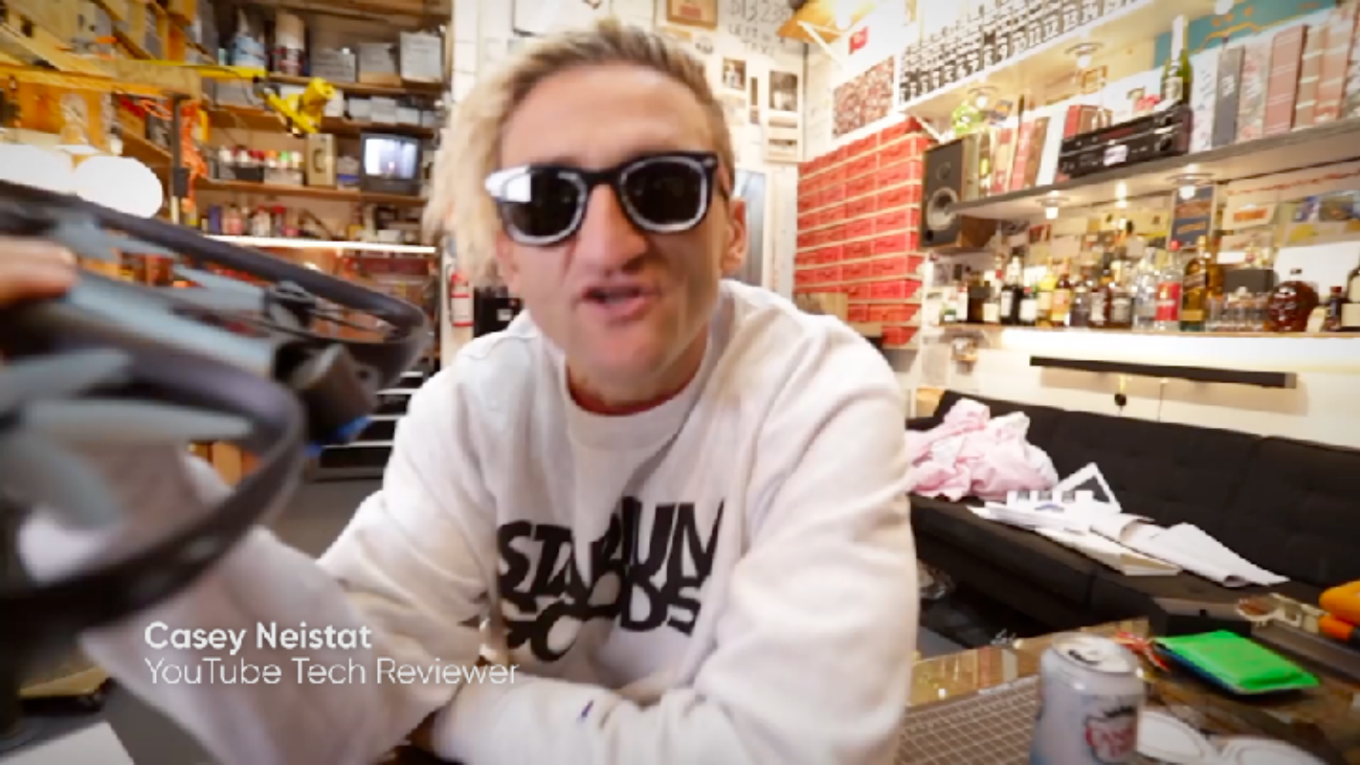Casey Neistat
YouTube Tech Reviewer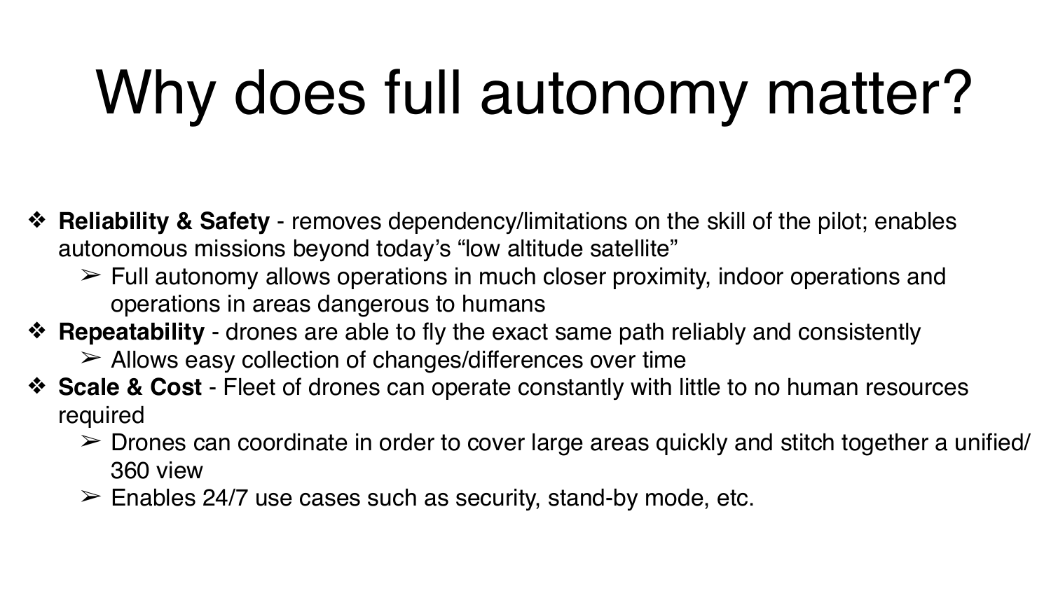# Why does full autonomy matter?

- **Reliability & Safety** - removes dependency/limitations on the skill of the pilot; enables autonomous missions beyond today's "low altitude satellite"
  - Full autonomy allows operations in much closer proximity, indoor operations and operations in areas dangerous to humans
- **Repeatability** - drones are able to fly the exact same path reliably and consistently
  - Allows easy collection of changes/differences over time
- **Scale & Cost** - Fleet of drones can operate constantly with little to no human resources required
  - Drones can coordinate in order to cover large areas quickly and stitch together a unified/360 view
  - Enables 24/7 use cases such as security, stand-by mode, etc.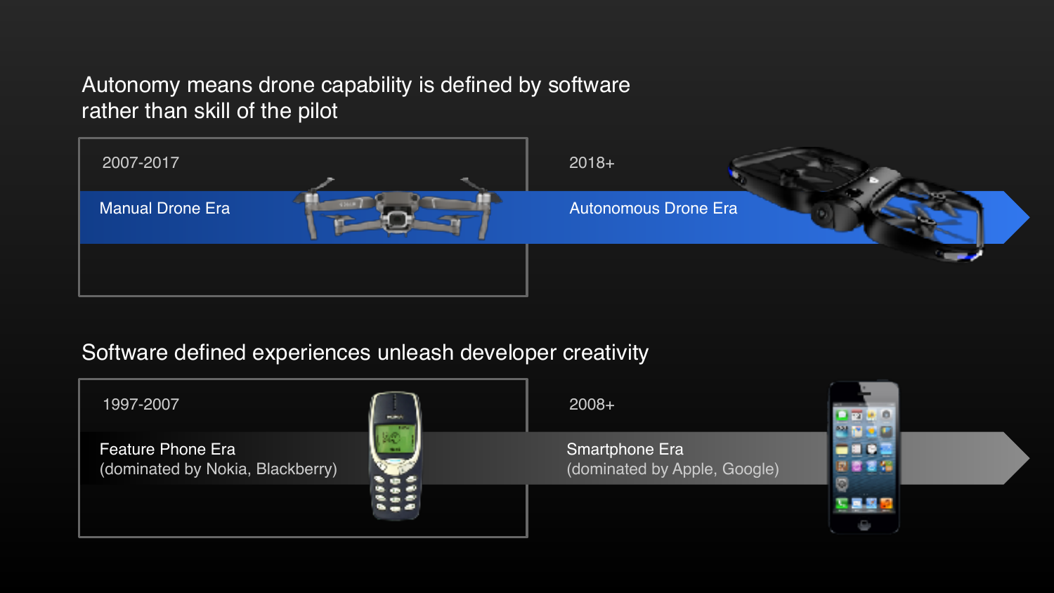## Autonomy means drone capability is defined by software rather than skill of the pilot

2007-2017

Manual Drone Era

2018+

Autonomous Drone Era

## Software defined experiences unleash developer creativity

1997-2007

Feature Phone Era
(dominated by Nokia, Blackberry)

2008+

Smartphone Era
(dominated by Apple, Google)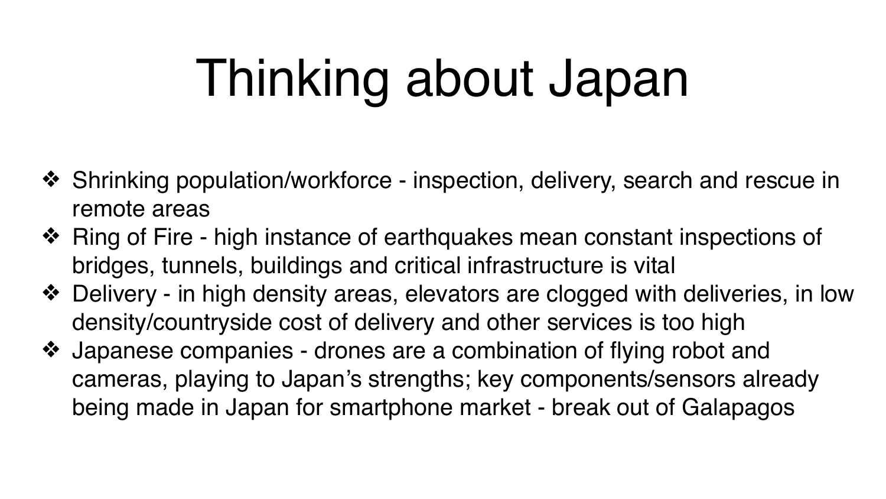# Thinking about Japan

- Shrinking population/workforce - inspection, delivery, search and rescue in remote areas
- Ring of Fire - high instance of earthquakes mean constant inspections of bridges, tunnels, buildings and critical infrastructure is vital
- Delivery - in high density areas, elevators are clogged with deliveries, in low density/countryside cost of delivery and other services is too high
- Japanese companies - drones are a combination of flying robot and cameras, playing to Japan's strengths; key components/sensors already being made in Japan for smartphone market - break out of Galapagos